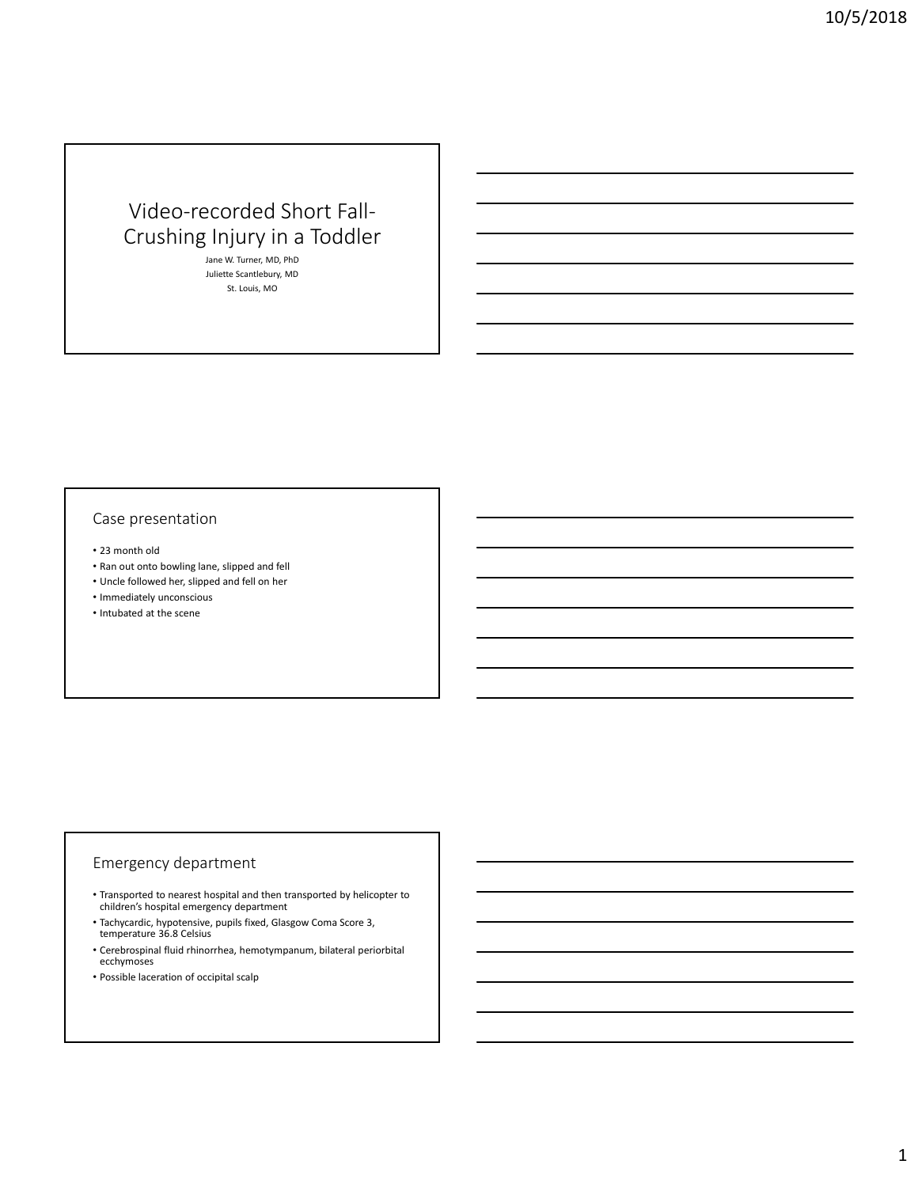# Video-recorded Short Fall-Crushing Injury in a Toddler

Jane W. Turner, MD, PhD

Juliette Scantlebury, MD

St. Louis, MO

## Case presentation

- 23 month old
- Ran out onto bowling lane, slipped and fell
- Uncle followed her, slipped and fell on her
- Immediately unconscious
- Intubated at the scene

## Emergency department

- Transported to nearest hospital and then transported by helicopter to children's hospital emergency department
- Tachycardic, hypotensive, pupils fixed, Glasgow Coma Score 3, temperature 36.8 Celsius
- Cerebrospinal fluid rhinorrhea, hemotympanum, bilateral periorbital ecchymoses
- Possible laceration of occipital scalp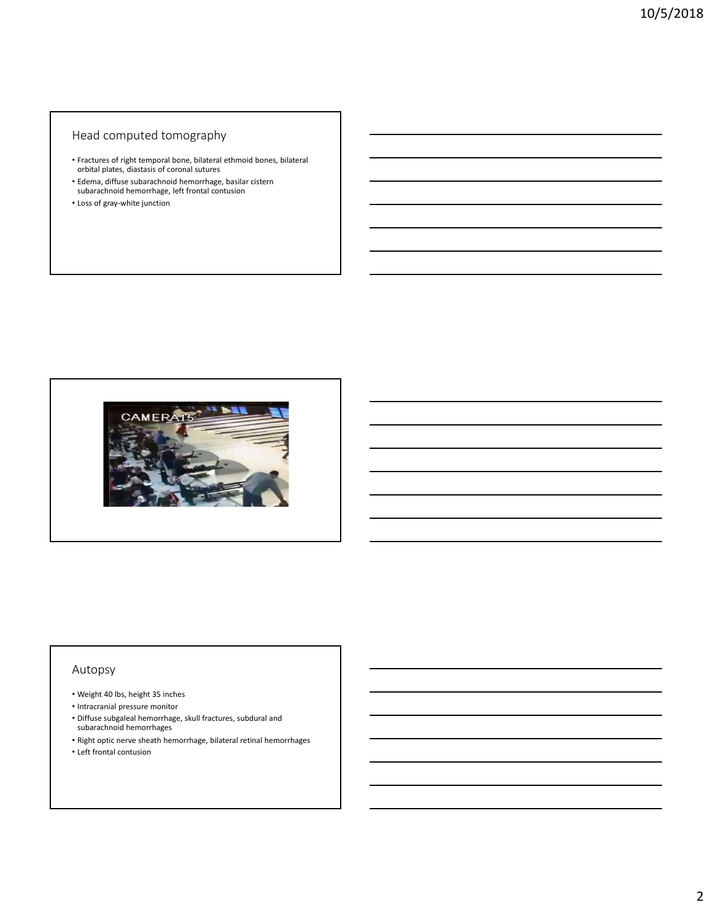## Head computed tomography

- Fractures of right temporal bone, bilateral ethmoid bones, bilateral orbital plates, diastasis of coronal sutures
- Edema, diffuse subarachnoid hemorrhage, basilar cistern subarachnoid hemorrhage, left frontal contusion
- Loss of gray-white junction

## Autopsy

- Weight 40 lbs, height 35 inches
- Intracranial pressure monitor
- Diffuse subgaleal hemorrhage, skull fractures, subdural and subarachnoid hemorrhages
- Right optic nerve sheath hemorrhage, bilateral retinal hemorrhages
- Left frontal contusion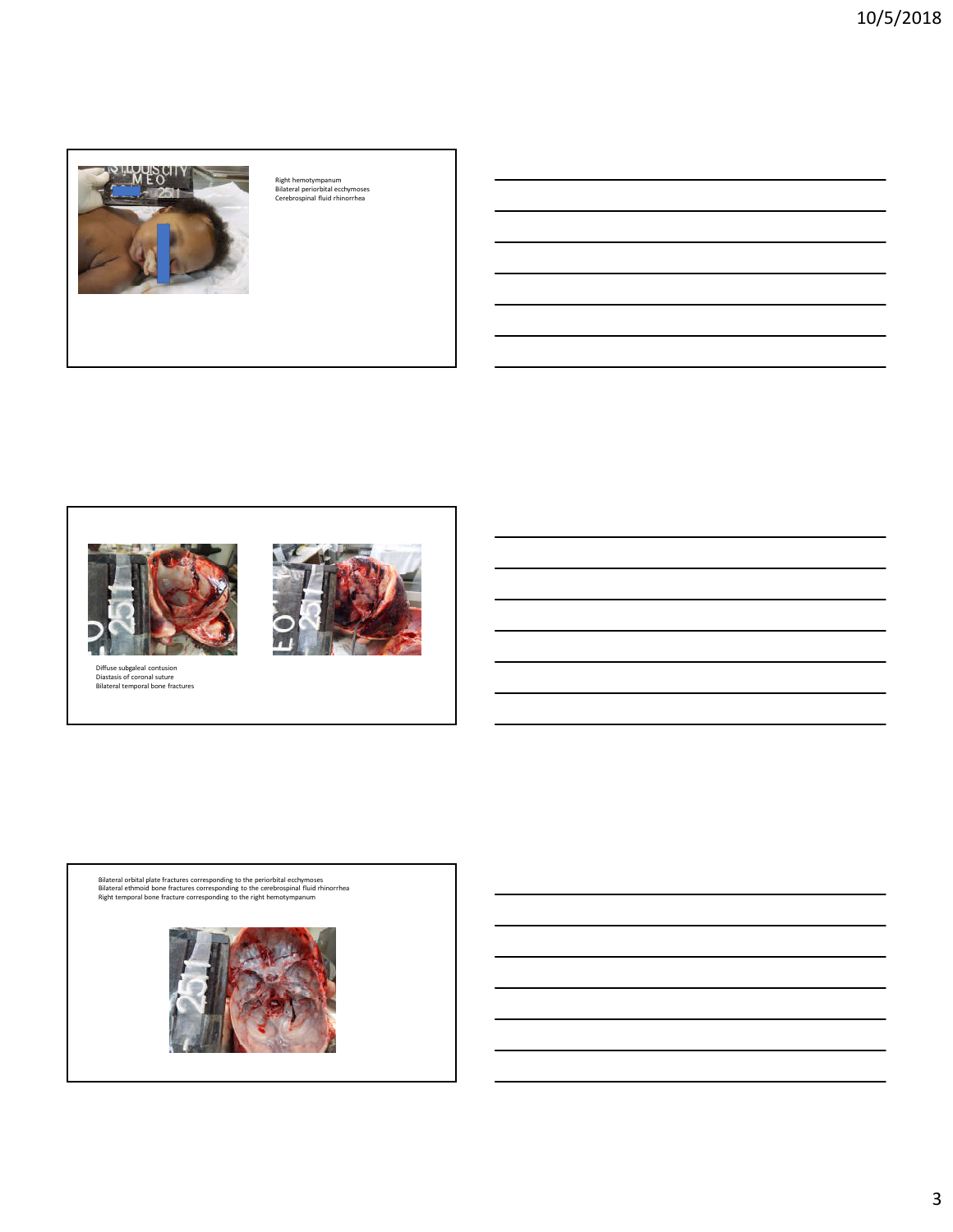Right hemotympanum
Bilateral periorbital ecchymoses
Cerebrospinal fluid rhinorrhea

Diffuse subgaleal contusion
Diastasis of coronal suture
Bilateral temporal bone fractures

Bilateral orbital plate fractures corresponding to the periorbital ecchymoses
Bilateral ethmoid bone fractures corresponding to the cerebrospinal fluid rhinorrhea
Right temporal bone fracture corresponding to the right hemotympanum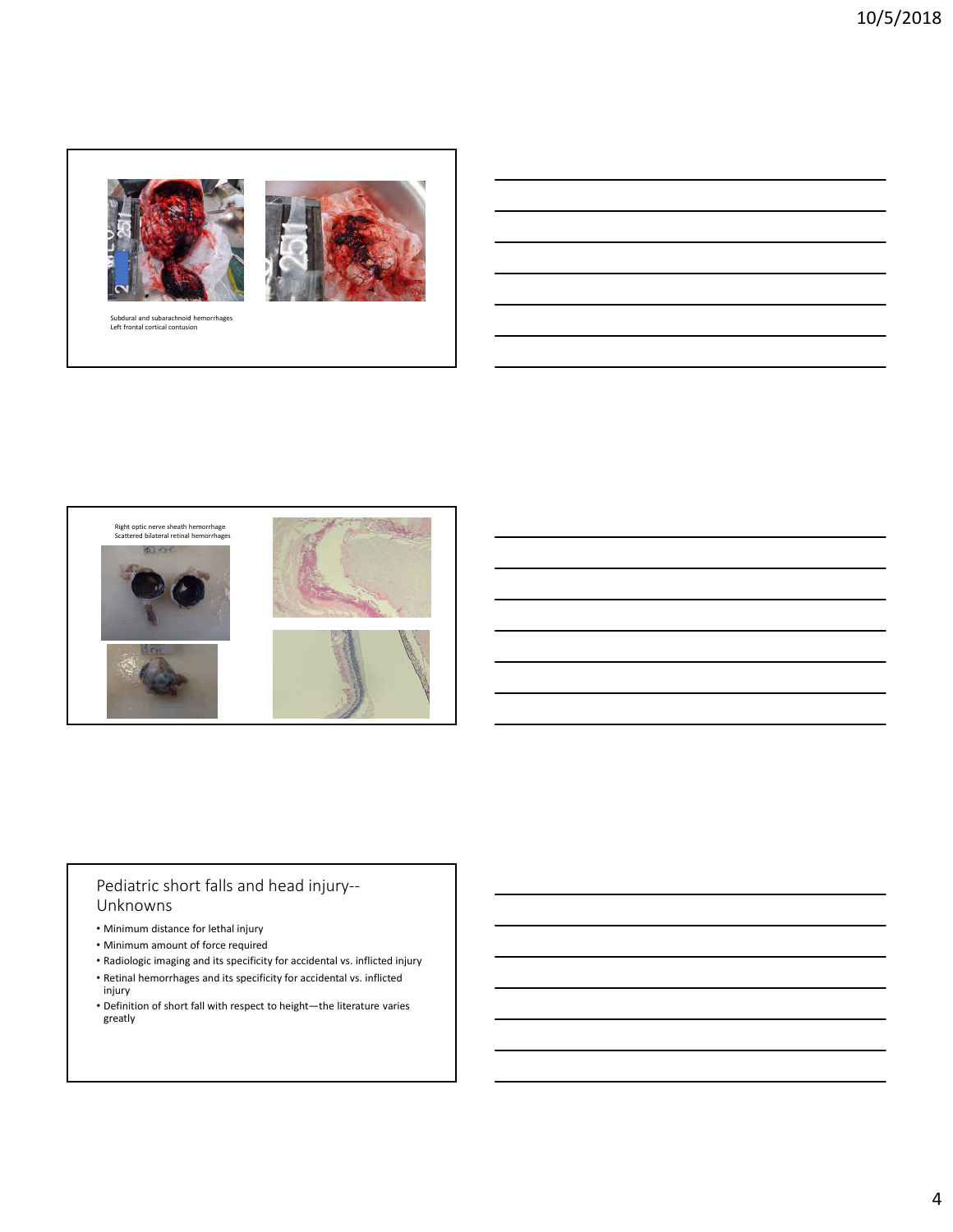Subdural and subarachnoid hemorrhages
Left frontal cortical contusion

Right optic nerve sheath hemorrhage
Scattered bilateral retinal hemorrhages

## Pediatric short falls and head injury--Unknowns

- Minimum distance for lethal injury
- Minimum amount of force required
- Radiologic imaging and its specificity for accidental vs. inflicted injury
- Retinal hemorrhages and its specificity for accidental vs. inflicted injury
- Definition of short fall with respect to height—the literature varies greatly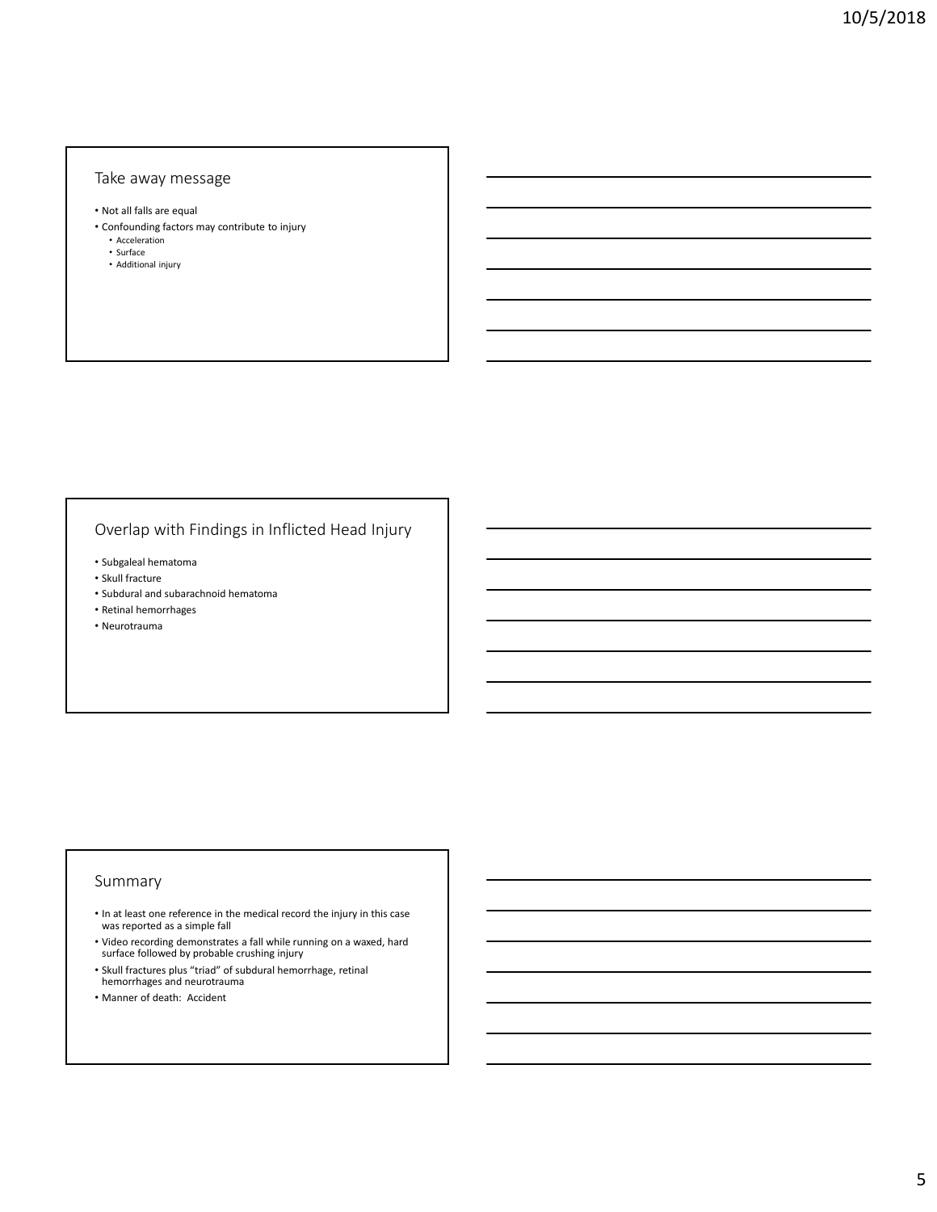## Take away message

- Not all falls are equal
- Confounding factors may contribute to injury
  - Acceleration
  - Surface
  - Additional injury

## Overlap with Findings in Inflicted Head Injury

- Subgaleal hematoma
- Skull fracture
- Subdural and subarachnoid hematoma
- Retinal hemorrhages
- Neurotrauma

## Summary

- In at least one reference in the medical record the injury in this case was reported as a simple fall
- Video recording demonstrates a fall while running on a waxed, hard surface followed by probable crushing injury
- Skull fractures plus "triad" of subdural hemorrhage, retinal hemorrhages and neurotrauma
- Manner of death: Accident